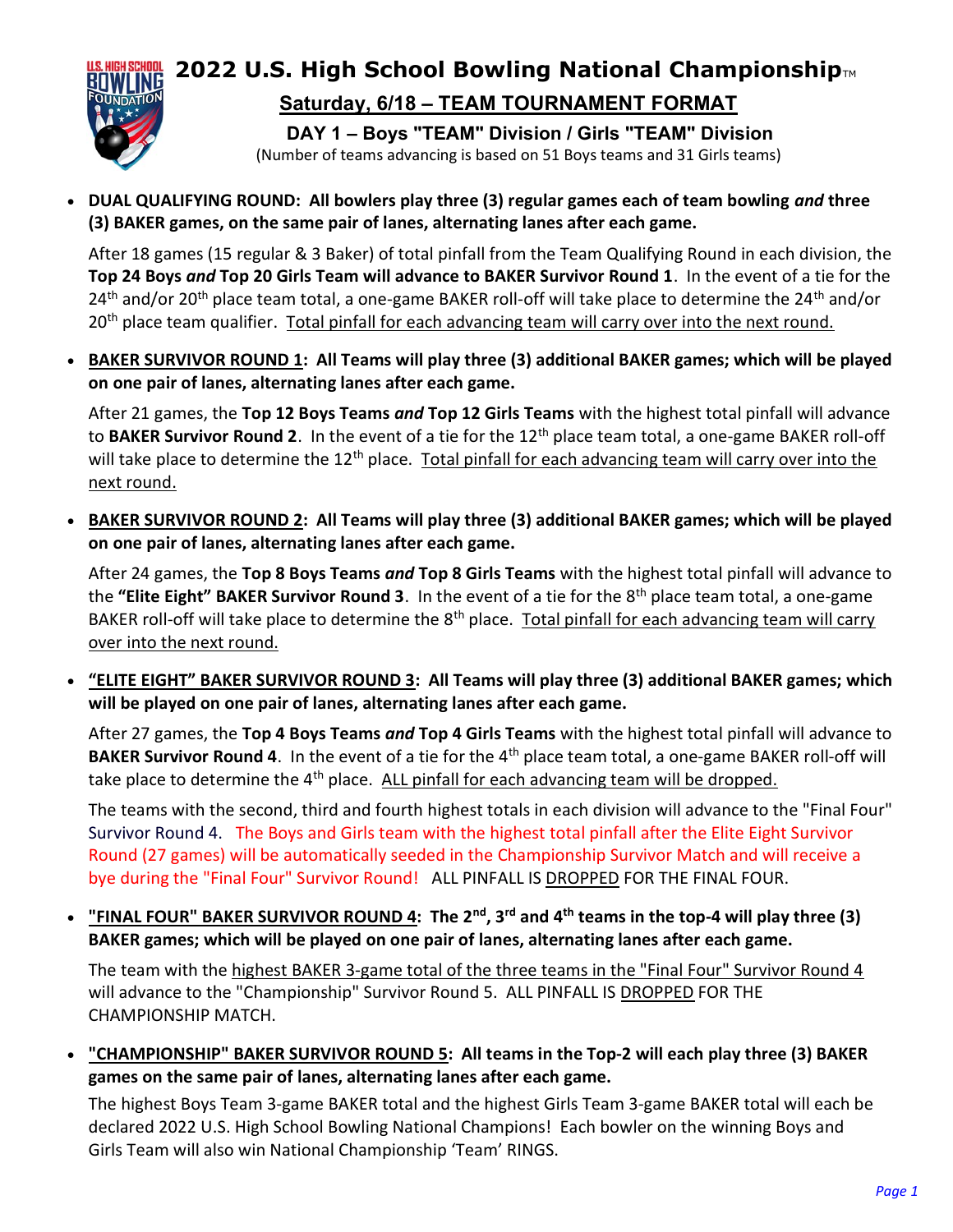# 2022 U.S. High School Bowling National Championship™

## Saturday, 6/18 – TEAM TOURNAMENT FORMAT

### DAY 1 – Boys "TEAM" Division / Girls "TEAM" Division

(Number of teams advancing is based on 51 Boys teams and 31 Girls teams)

- **DUAL QUALIFYING ROUND: All bowlers play three (3) regular games each of team bowling *and* three (3) BAKER games, on the same pair of lanes, alternating lanes after each game.**

  After 18 games (15 regular & 3 Baker) of total pinfall from the Team Qualifying Round in each division, the **Top 24 Boys *and* Top 20 Girls Team will advance to BAKER Survivor Round 1**. In the event of a tie for the 24th and/or 20th place team total, a one-game BAKER roll-off will take place to determine the 24th and/or 20th place team qualifier. Total pinfall for each advancing team will carry over into the next round.

- **BAKER SURVIVOR ROUND 1: All Teams will play three (3) additional BAKER games; which will be played on one pair of lanes, alternating lanes after each game.**

  After 21 games, the **Top 12 Boys Teams *and* Top 12 Girls Teams** with the highest total pinfall will advance to **BAKER Survivor Round 2**. In the event of a tie for the 12th place team total, a one-game BAKER roll-off will take place to determine the 12th place. Total pinfall for each advancing team will carry over into the next round.

- **BAKER SURVIVOR ROUND 2: All Teams will play three (3) additional BAKER games; which will be played on one pair of lanes, alternating lanes after each game.**

  After 24 games, the **Top 8 Boys Teams *and* Top 8 Girls Teams** with the highest total pinfall will advance to the **"Elite Eight" BAKER Survivor Round 3**. In the event of a tie for the 8th place team total, a one-game BAKER roll-off will take place to determine the 8th place. Total pinfall for each advancing team will carry over into the next round.

- **"ELITE EIGHT" BAKER SURVIVOR ROUND 3: All Teams will play three (3) additional BAKER games; which will be played on one pair of lanes, alternating lanes after each game.**

  After 27 games, the **Top 4 Boys Teams *and* Top 4 Girls Teams** with the highest total pinfall will advance to **BAKER Survivor Round 4**. In the event of a tie for the 4th place team total, a one-game BAKER roll-off will take place to determine the 4th place. ALL pinfall for each advancing team will be dropped.

  The teams with the second, third and fourth highest totals in each division will advance to the "Final Four" Survivor Round 4. The Boys and Girls team with the highest total pinfall after the Elite Eight Survivor Round (27 games) will be automatically seeded in the Championship Survivor Match and will receive a bye during the "Final Four" Survivor Round! ALL PINFALL IS DROPPED FOR THE FINAL FOUR.

- **"FINAL FOUR" BAKER SURVIVOR ROUND 4: The 2nd, 3rd and 4th teams in the top-4 will play three (3) BAKER games; which will be played on one pair of lanes, alternating lanes after each game.**

  The team with the highest BAKER 3-game total of the three teams in the "Final Four" Survivor Round 4 will advance to the "Championship" Survivor Round 5. ALL PINFALL IS DROPPED FOR THE CHAMPIONSHIP MATCH.

- **"CHAMPIONSHIP" BAKER SURVIVOR ROUND 5: All teams in the Top-2 will each play three (3) BAKER games on the same pair of lanes, alternating lanes after each game.**

  The highest Boys Team 3-game BAKER total and the highest Girls Team 3-game BAKER total will each be declared 2022 U.S. High School Bowling National Champions! Each bowler on the winning Boys and Girls Team will also win National Championship 'Team' RINGS.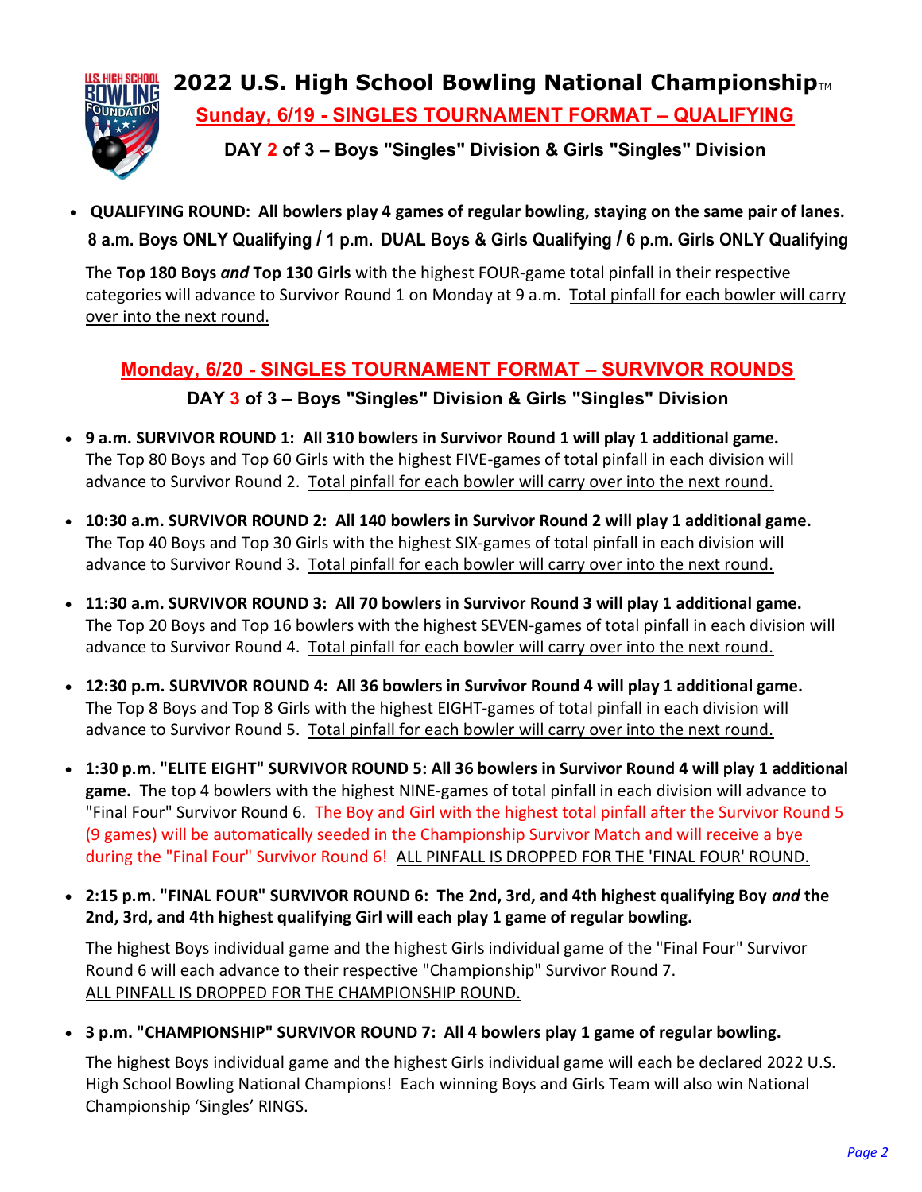# 2022 U.S. High School Bowling National Championship™

## Sunday, 6/19 - SINGLES TOURNAMENT FORMAT – QUALIFYING

### DAY 2 of 3 – Boys "Singles" Division & Girls "Singles" Division

- **QUALIFYING ROUND: All bowlers play 4 games of regular bowling, staying on the same pair of lanes.**
  **8 a.m. Boys ONLY Qualifying / 1 p.m. DUAL Boys & Girls Qualifying / 6 p.m. Girls ONLY Qualifying**

  The **Top 180 Boys *and* Top 130 Girls** with the highest FOUR-game total pinfall in their respective categories will advance to Survivor Round 1 on Monday at 9 a.m. Total pinfall for each bowler will carry over into the next round.

## Monday, 6/20 - SINGLES TOURNAMENT FORMAT – SURVIVOR ROUNDS

### DAY 3 of 3 – Boys "Singles" Division & Girls "Singles" Division

- **9 a.m. SURVIVOR ROUND 1: All 310 bowlers in Survivor Round 1 will play 1 additional game.** The Top 80 Boys and Top 60 Girls with the highest FIVE-games of total pinfall in each division will advance to Survivor Round 2. Total pinfall for each bowler will carry over into the next round.
- **10:30 a.m. SURVIVOR ROUND 2: All 140 bowlers in Survivor Round 2 will play 1 additional game.** The Top 40 Boys and Top 30 Girls with the highest SIX-games of total pinfall in each division will advance to Survivor Round 3. Total pinfall for each bowler will carry over into the next round.
- **11:30 a.m. SURVIVOR ROUND 3: All 70 bowlers in Survivor Round 3 will play 1 additional game.** The Top 20 Boys and Top 16 bowlers with the highest SEVEN-games of total pinfall in each division will advance to Survivor Round 4. Total pinfall for each bowler will carry over into the next round.
- **12:30 p.m. SURVIVOR ROUND 4: All 36 bowlers in Survivor Round 4 will play 1 additional game.** The Top 8 Boys and Top 8 Girls with the highest EIGHT-games of total pinfall in each division will advance to Survivor Round 5. Total pinfall for each bowler will carry over into the next round.
- **1:30 p.m. "ELITE EIGHT" SURVIVOR ROUND 5: All 36 bowlers in Survivor Round 4 will play 1 additional game.** The top 4 bowlers with the highest NINE-games of total pinfall in each division will advance to "Final Four" Survivor Round 6. The Boy and Girl with the highest total pinfall after the Survivor Round 5 (9 games) will be automatically seeded in the Championship Survivor Match and will receive a bye during the "Final Four" Survivor Round 6! ALL PINFALL IS DROPPED FOR THE 'FINAL FOUR' ROUND.
- **2:15 p.m. "FINAL FOUR" SURVIVOR ROUND 6: The 2nd, 3rd, and 4th highest qualifying Boy *and* the 2nd, 3rd, and 4th highest qualifying Girl will each play 1 game of regular bowling.**

  The highest Boys individual game and the highest Girls individual game of the "Final Four" Survivor Round 6 will each advance to their respective "Championship" Survivor Round 7.
  ALL PINFALL IS DROPPED FOR THE CHAMPIONSHIP ROUND.
- **3 p.m. "CHAMPIONSHIP" SURVIVOR ROUND 7: All 4 bowlers play 1 game of regular bowling.**

  The highest Boys individual game and the highest Girls individual game will each be declared 2022 U.S. High School Bowling National Champions! Each winning Boys and Girls Team will also win National Championship 'Singles' RINGS.